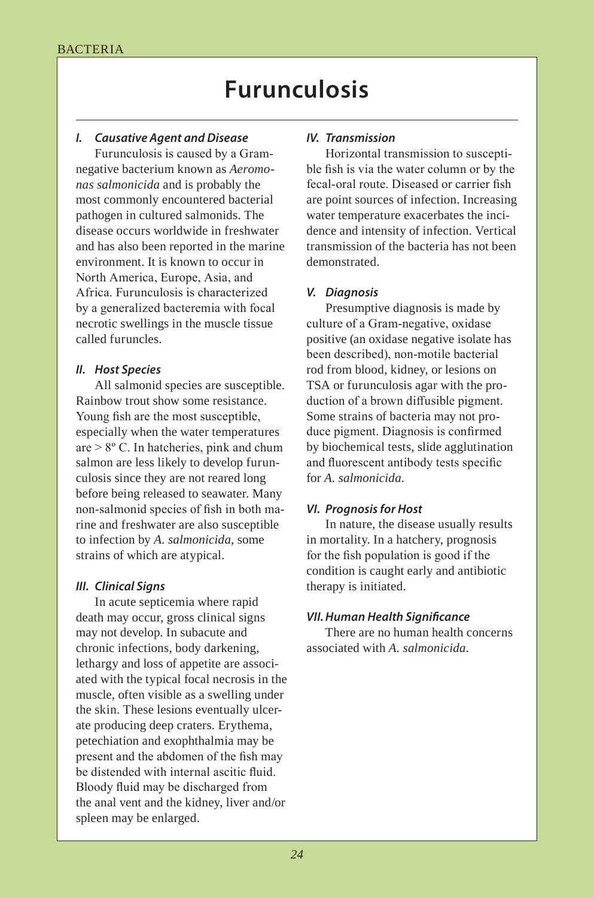# Furunculosis

### I. Causative Agent and Disease

Furunculosis is caused by a Gram-negative bacterium known as *Aeromonas salmonicida* and is probably the most commonly encountered bacterial pathogen in cultured salmonids. The disease occurs worldwide in freshwater and has also been reported in the marine environment. It is known to occur in North America, Europe, Asia, and Africa. Furunculosis is characterized by a generalized bacteremia with focal necrotic swellings in the muscle tissue called furuncles.

### II. Host Species

All salmonid species are susceptible. Rainbow trout show some resistance. Young fish are the most susceptible, especially when the water temperatures are > 8º C. In hatcheries, pink and chum salmon are less likely to develop furunculosis since they are not reared long before being released to seawater. Many non-salmonid species of fish in both marine and freshwater are also susceptible to infection by *A. salmonicida*, some strains of which are atypical.

### III. Clinical Signs

In acute septicemia where rapid death may occur, gross clinical signs may not develop. In subacute and chronic infections, body darkening, lethargy and loss of appetite are associated with the typical focal necrosis in the muscle, often visible as a swelling under the skin. These lesions eventually ulcerate producing deep craters. Erythema, petechiation and exophthalmia may be present and the abdomen of the fish may be distended with internal ascitic fluid. Bloody fluid may be discharged from the anal vent and the kidney, liver and/or spleen may be enlarged.

### IV. Transmission

Horizontal transmission to susceptible fish is via the water column or by the fecal-oral route. Diseased or carrier fish are point sources of infection. Increasing water temperature exacerbates the incidence and intensity of infection. Vertical transmission of the bacteria has not been demonstrated.

### V. Diagnosis

Presumptive diagnosis is made by culture of a Gram-negative, oxidase positive (an oxidase negative isolate has been described), non-motile bacterial rod from blood, kidney, or lesions on TSA or furunculosis agar with the production of a brown diffusible pigment. Some strains of bacteria may not produce pigment. Diagnosis is confirmed by biochemical tests, slide agglutination and fluorescent antibody tests specific for *A. salmonicida*.

### VI. Prognosis for Host

In nature, the disease usually results in mortality. In a hatchery, prognosis for the fish population is good if the condition is caught early and antibiotic therapy is initiated.

### VII. Human Health Significance

There are no human health concerns associated with *A. salmonicida*.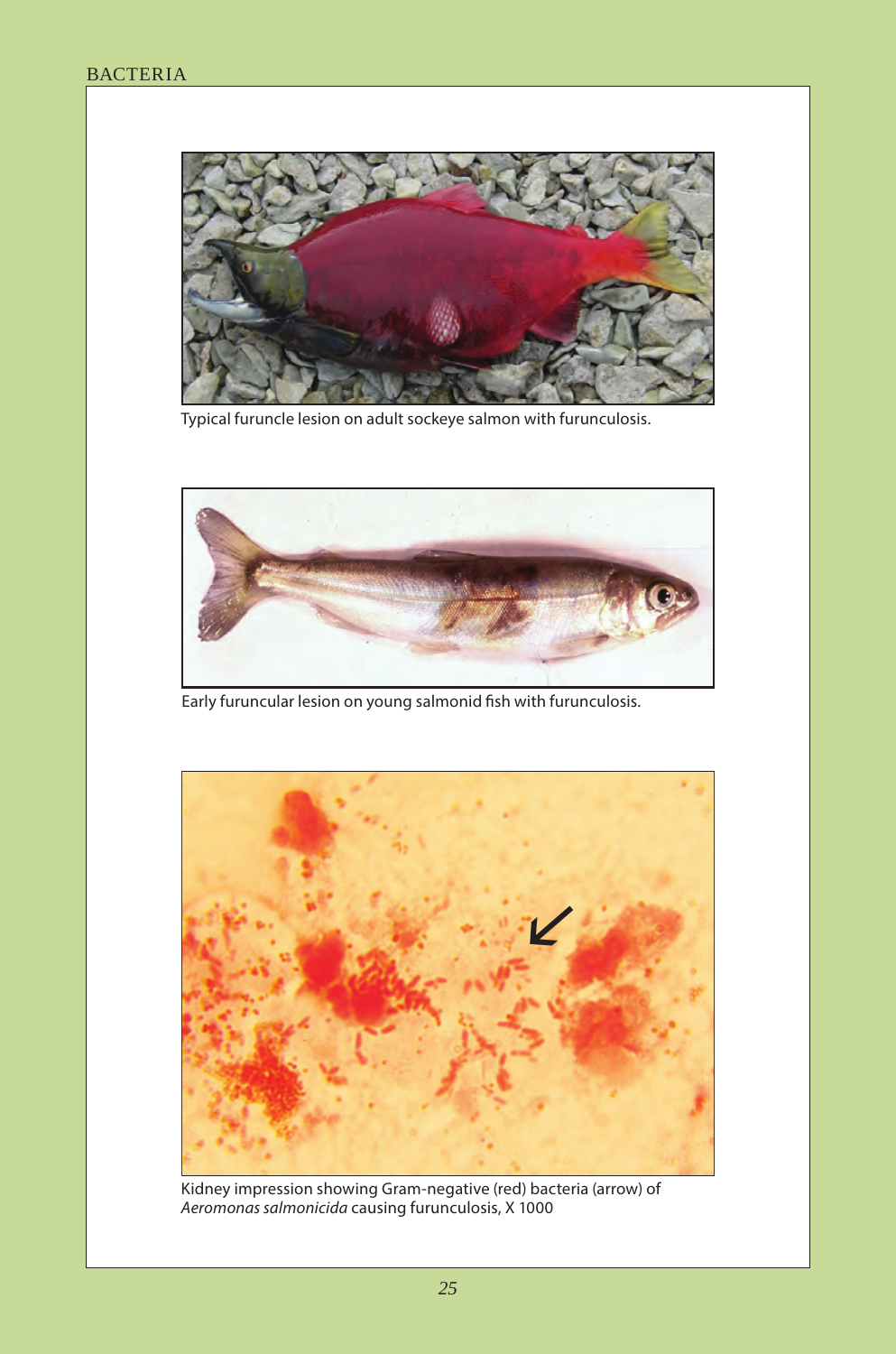Typical furuncle lesion on adult sockeye salmon with furunculosis.

Early furuncular lesion on young salmonid fish with furunculosis.

Kidney impression showing Gram-negative (red) bacteria (arrow) of *Aeromonas salmonicida* causing furunculosis, X 1000